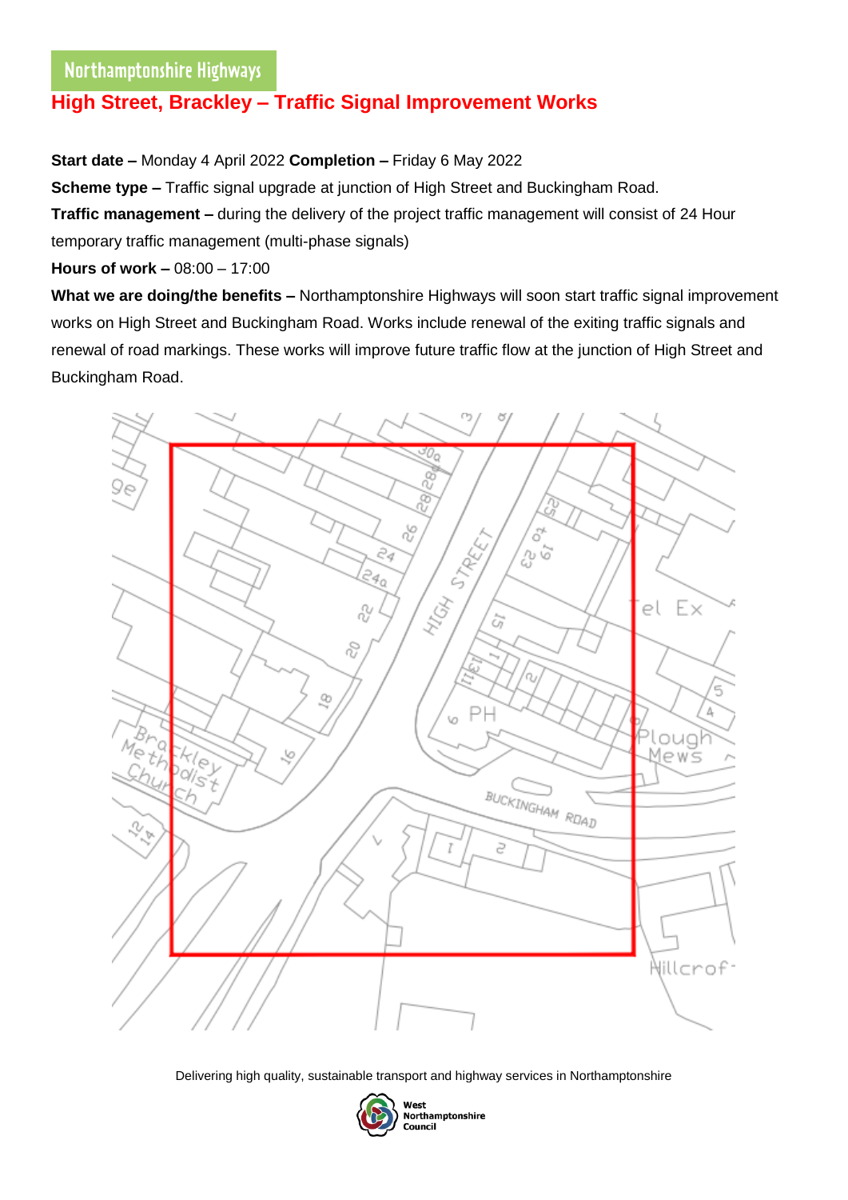Northamptonshire Highways

# High Street, Brackley – Traffic Signal Improvement Works

**Start date –** Monday 4 April 2022 **Completion –** Friday 6 May 2022

**Scheme type –** Traffic signal upgrade at junction of High Street and Buckingham Road.

**Traffic management –** during the delivery of the project traffic management will consist of 24 Hour temporary traffic management (multi-phase signals)

**Hours of work –** 08:00 – 17:00

**What we are doing/the benefits –** Northamptonshire Highways will soon start traffic signal improvement works on High Street and Buckingham Road. Works include renewal of the exiting traffic signals and renewal of road markings. These works will improve future traffic flow at the junction of High Street and Buckingham Road.

Delivering high quality, sustainable transport and highway services in Northamptonshire

West Northamptonshire Council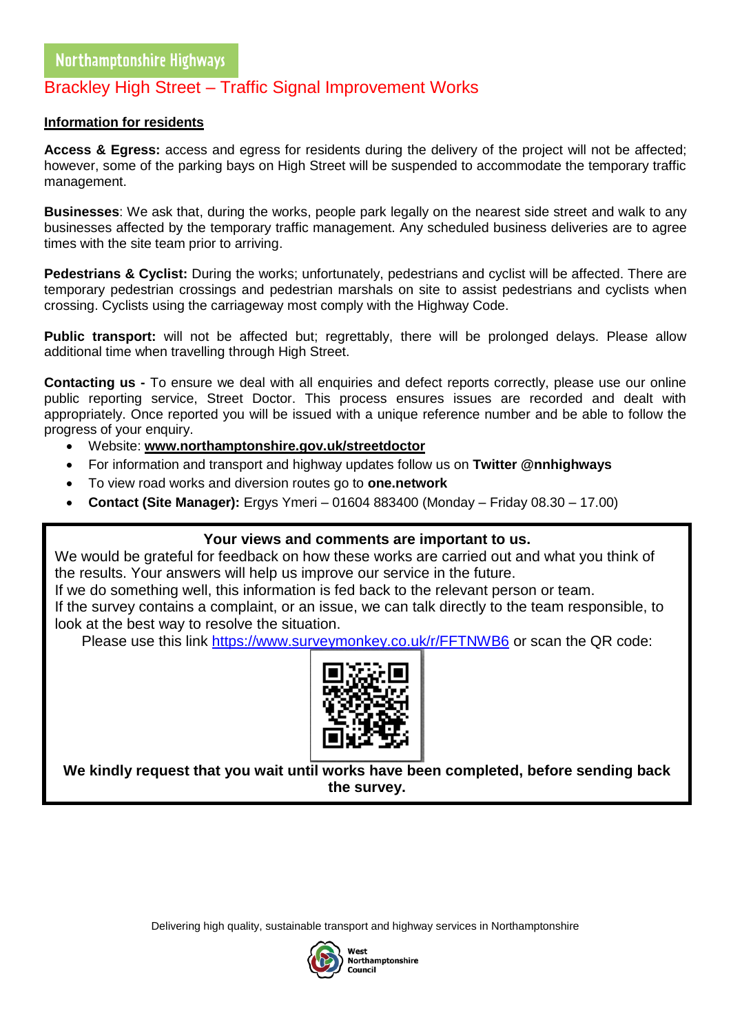Northamptonshire Highways

# Brackley High Street – Traffic Signal Improvement Works

**Information for residents**

**Access & Egress:** access and egress for residents during the delivery of the project will not be affected; however, some of the parking bays on High Street will be suspended to accommodate the temporary traffic management.

**Businesses**: We ask that, during the works, people park legally on the nearest side street and walk to any businesses affected by the temporary traffic management. Any scheduled business deliveries are to agree times with the site team prior to arriving.

**Pedestrians & Cyclist:** During the works; unfortunately, pedestrians and cyclist will be affected. There are temporary pedestrian crossings and pedestrian marshals on site to assist pedestrians and cyclists when crossing. Cyclists using the carriageway most comply with the Highway Code.

**Public transport:** will not be affected but; regrettably, there will be prolonged delays. Please allow additional time when travelling through High Street.

**Contacting us -** To ensure we deal with all enquiries and defect reports correctly, please use our online public reporting service, Street Doctor. This process ensures issues are recorded and dealt with appropriately. Once reported you will be issued with a unique reference number and be able to follow the progress of your enquiry.

- Website: **www.northamptonshire.gov.uk/streetdoctor**
- For information and transport and highway updates follow us on **Twitter @nnhighways**
- To view road works and diversion routes go to **one.network**
- **Contact (Site Manager):** Ergys Ymeri – 01604 883400 (Monday – Friday 08.30 – 17.00)

**Your views and comments are important to us.**

We would be grateful for feedback on how these works are carried out and what you think of the results. Your answers will help us improve our service in the future.
If we do something well, this information is fed back to the relevant person or team.
If the survey contains a complaint, or an issue, we can talk directly to the team responsible, to look at the best way to resolve the situation.

Please use this link https://www.surveymonkey.co.uk/r/FFTNWB6 or scan the QR code:

**We kindly request that you wait until works have been completed, before sending back the survey.**

Delivering high quality, sustainable transport and highway services in Northamptonshire

West Northamptonshire Council